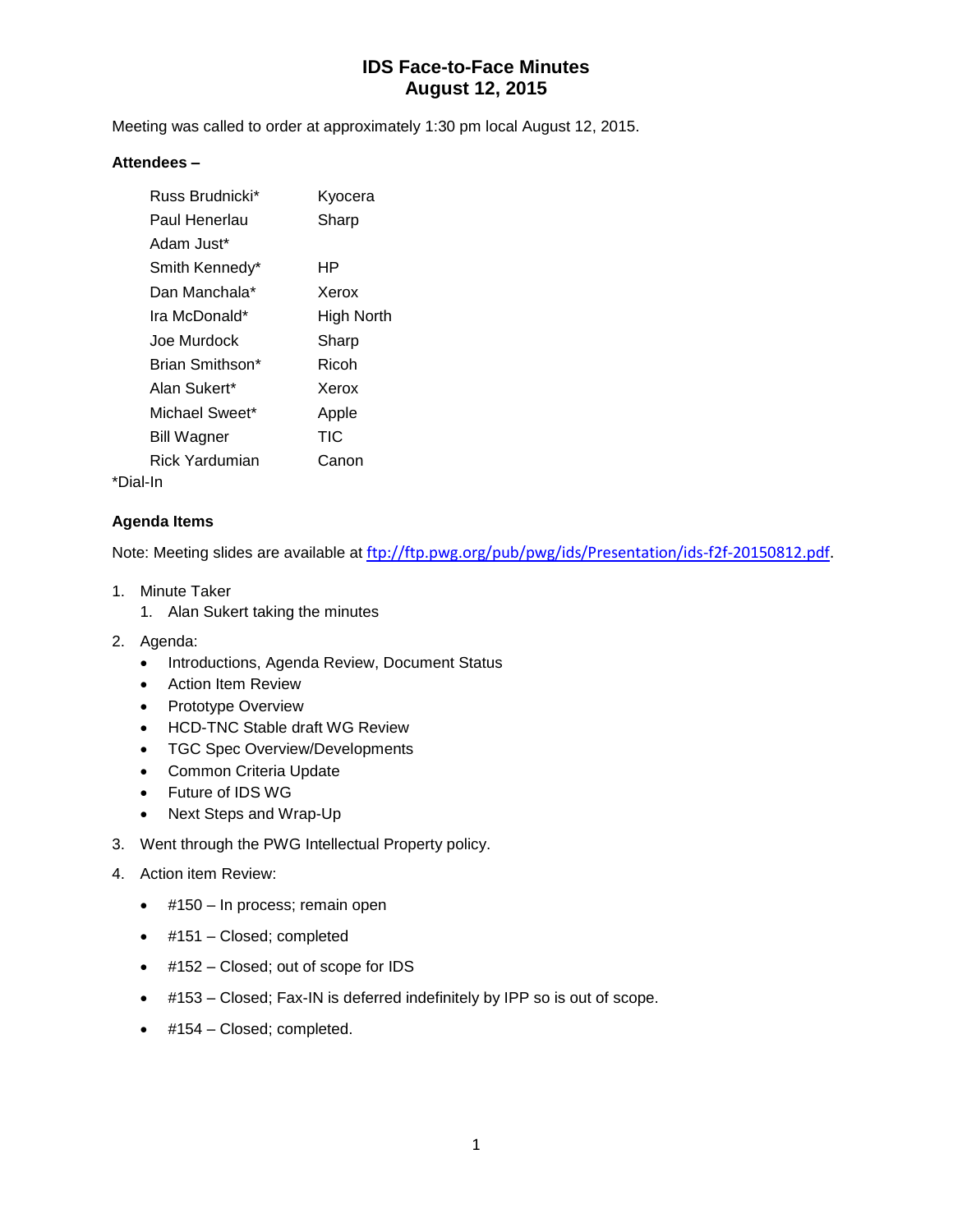# IDS Face-to-Face Minutes
# August 12, 2015

Meeting was called to order at approximately 1:30 pm local August 12, 2015.

**Attendees –**

| | |
|---|---|
| Russ Brudnicki* | Kyocera |
| Paul Henerlau | Sharp |
| Adam Just* | |
| Smith Kennedy* | HP |
| Dan Manchala* | Xerox |
| Ira McDonald* | High North |
| Joe Murdock | Sharp |
| Brian Smithson* | Ricoh |
| Alan Sukert* | Xerox |
| Michael Sweet* | Apple |
| Bill Wagner | TIC |
| Rick Yardumian | Canon |

*Dial-In

**Agenda Items**

Note: Meeting slides are available at [ftp://ftp.pwg.org/pub/pwg/ids/Presentation/ids-f2f-20150812.pdf](ftp://ftp.pwg.org/pub/pwg/ids/Presentation/ids-f2f-20150812.pdf).

1. Minute Taker
   1. Alan Sukert taking the minutes
2. Agenda:
   - Introductions, Agenda Review, Document Status
   - Action Item Review
   - Prototype Overview
   - HCD-TNC Stable draft WG Review
   - TGC Spec Overview/Developments
   - Common Criteria Update
   - Future of IDS WG
   - Next Steps and Wrap-Up
3. Went through the PWG Intellectual Property policy.
4. Action item Review:
   - #150 – In process; remain open
   - #151 – Closed; completed
   - #152 – Closed; out of scope for IDS
   - #153 – Closed; Fax-IN is deferred indefinitely by IPP so is out of scope.
   - #154 – Closed; completed.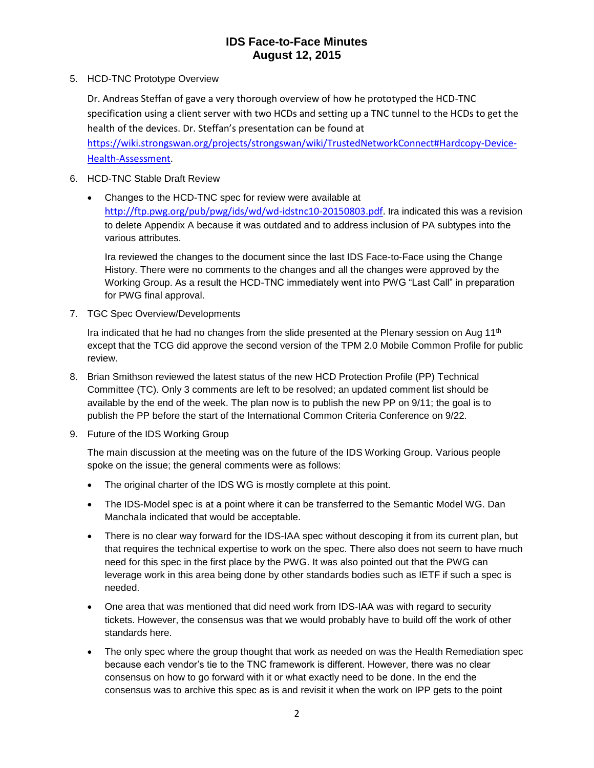5. HCD-TNC Prototype Overview

   Dr. Andreas Steffan of gave a very thorough overview of how he prototyped the HCD-TNC specification using a client server with two HCDs and setting up a TNC tunnel to the HCDs to get the health of the devices. Dr. Steffan's presentation can be found at [https://wiki.strongswan.org/projects/strongswan/wiki/TrustedNetworkConnect#Hardcopy-Device-Health-Assessment](https://wiki.strongswan.org/projects/strongswan/wiki/TrustedNetworkConnect#Hardcopy-Device-Health-Assessment).

6. HCD-TNC Stable Draft Review

   - Changes to the HCD-TNC spec for review were available at [http://ftp.pwg.org/pub/pwg/ids/wd/wd-idstnc10-20150803.pdf](http://ftp.pwg.org/pub/pwg/ids/wd/wd-idstnc10-20150803.pdf). Ira indicated this was a revision to delete Appendix A because it was outdated and to address inclusion of PA subtypes into the various attributes.

     Ira reviewed the changes to the document since the last IDS Face-to-Face using the Change History. There were no comments to the changes and all the changes were approved by the Working Group. As a result the HCD-TNC immediately went into PWG "Last Call" in preparation for PWG final approval.

7. TGC Spec Overview/Developments

   Ira indicated that he had no changes from the slide presented at the Plenary session on Aug 11th except that the TCG did approve the second version of the TPM 2.0 Mobile Common Profile for public review.

8. Brian Smithson reviewed the latest status of the new HCD Protection Profile (PP) Technical Committee (TC). Only 3 comments are left to be resolved; an updated comment list should be available by the end of the week. The plan now is to publish the new PP on 9/11; the goal is to publish the PP before the start of the International Common Criteria Conference on 9/22.

9. Future of the IDS Working Group

   The main discussion at the meeting was on the future of the IDS Working Group. Various people spoke on the issue; the general comments were as follows:

   - The original charter of the IDS WG is mostly complete at this point.
   - The IDS-Model spec is at a point where it can be transferred to the Semantic Model WG. Dan Manchala indicated that would be acceptable.
   - There is no clear way forward for the IDS-IAA spec without descoping it from its current plan, but that requires the technical expertise to work on the spec. There also does not seem to have much need for this spec in the first place by the PWG. It was also pointed out that the PWG can leverage work in this area being done by other standards bodies such as IETF if such a spec is needed.
   - One area that was mentioned that did need work from IDS-IAA was with regard to security tickets. However, the consensus was that we would probably have to build off the work of other standards here.
   - The only spec where the group thought that work as needed on was the Health Remediation spec because each vendor's tie to the TNC framework is different. However, there was no clear consensus on how to go forward with it or what exactly need to be done. In the end the consensus was to archive this spec as is and revisit it when the work on IPP gets to the point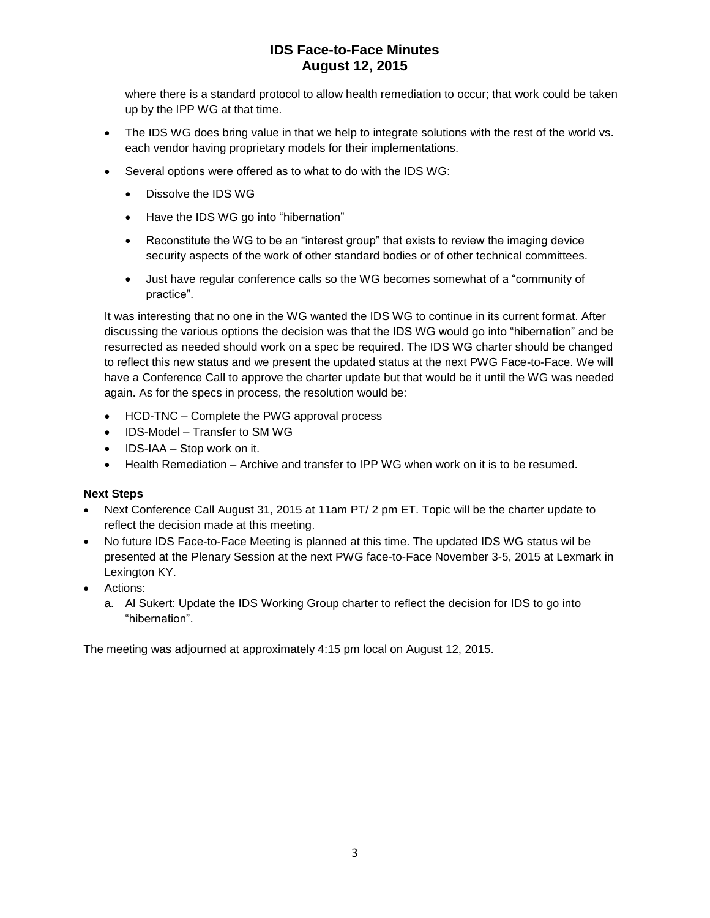where there is a standard protocol to allow health remediation to occur; that work could be taken up by the IPP WG at that time.

- The IDS WG does bring value in that we help to integrate solutions with the rest of the world vs. each vendor having proprietary models for their implementations.
- Several options were offered as to what to do with the IDS WG:
  - Dissolve the IDS WG
  - Have the IDS WG go into "hibernation"
  - Reconstitute the WG to be an "interest group" that exists to review the imaging device security aspects of the work of other standard bodies or of other technical committees.
  - Just have regular conference calls so the WG becomes somewhat of a "community of practice".

It was interesting that no one in the WG wanted the IDS WG to continue in its current format. After discussing the various options the decision was that the IDS WG would go into "hibernation" and be resurrected as needed should work on a spec be required. The IDS WG charter should be changed to reflect this new status and we present the updated status at the next PWG Face-to-Face. We will have a Conference Call to approve the charter update but that would be it until the WG was needed again. As for the specs in process, the resolution would be:

- HCD-TNC – Complete the PWG approval process
- IDS-Model – Transfer to SM WG
- IDS-IAA – Stop work on it.
- Health Remediation – Archive and transfer to IPP WG when work on it is to be resumed.

**Next Steps**

- Next Conference Call August 31, 2015 at 11am PT/ 2 pm ET. Topic will be the charter update to reflect the decision made at this meeting.
- No future IDS Face-to-Face Meeting is planned at this time. The updated IDS WG status wil be presented at the Plenary Session at the next PWG face-to-Face November 3-5, 2015 at Lexmark in Lexington KY.
- Actions:
  a. Al Sukert: Update the IDS Working Group charter to reflect the decision for IDS to go into "hibernation".

The meeting was adjourned at approximately 4:15 pm local on August 12, 2015.